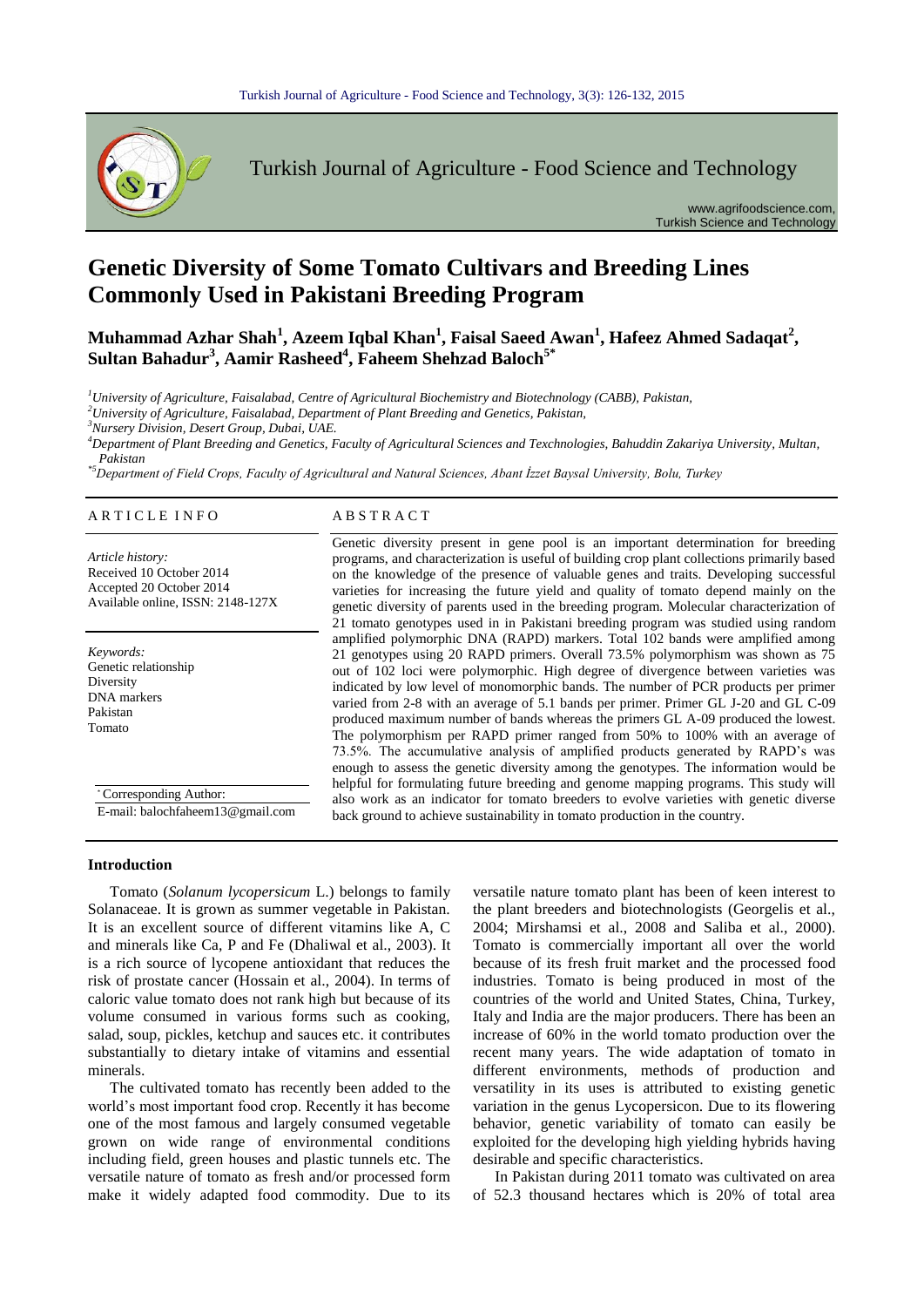# Genetic Diversity of Some Tomato Cultivars and Breeding Lines Commonly Used in Pakistani Breeding Program

**Muhammad Azhar Shah[1], Azeem Iqbal Khan[1], Faisal Saeed Awan[1], Hafeez Ahmed Sadaqat[2], Sultan Bahadur[3], Aamir Rasheed[4], Faheem Shehzad Baloch[5*]**

[1] *University of Agriculture, Faisalabad, Centre of Agricultural Biochemistry and Biotechnology (CABB), Pakistan,*

[2] *University of Agriculture, Faisalabad, Department of Plant Breeding and Genetics, Pakistan,*

[3] *Nursery Division, Desert Group, Dubai, UAE.*

[4] *Department of Plant Breeding and Genetics, Faculty of Agricultural Sciences and Texchnologies, Bahuddin Zakariya University, Multan, Pakistan*

[*5] *Department of Field Crops, Faculty of Agricultural and Natural Sciences, Abant İzzet Baysal University, Bolu, Turkey*

## ARTICLE INFO

*Article history:*
Received 10 October 2014
Accepted 20 October 2014
Available online, ISSN: 2148-127X

*Keywords:*
Genetic relationship
Diversity
DNA markers
Pakistan
Tomato

* Corresponding Author:
E-mail: balochfaheem13@gmail.com

## ABSTRACT

Genetic diversity present in gene pool is an important determination for breeding programs, and characterization is useful of building crop plant collections primarily based on the knowledge of the presence of valuable genes and traits. Developing successful varieties for increasing the future yield and quality of tomato depend mainly on the genetic diversity of parents used in the breeding program. Molecular characterization of 21 tomato genotypes used in in Pakistani breeding program was studied using random amplified polymorphic DNA (RAPD) markers. Total 102 bands were amplified among 21 genotypes using 20 RAPD primers. Overall 73.5% polymorphism was shown as 75 out of 102 loci were polymorphic. High degree of divergence between varieties was indicated by low level of monomorphic bands. The number of PCR products per primer varied from 2-8 with an average of 5.1 bands per primer. Primer GL J-20 and GL C-09 produced maximum number of bands whereas the primers GL A-09 produced the lowest. The polymorphism per RAPD primer ranged from 50% to 100% with an average of 73.5%. The accumulative analysis of amplified products generated by RAPD's was enough to assess the genetic diversity among the genotypes. The information would be helpful for formulating future breeding and genome mapping programs. This study will also work as an indicator for tomato breeders to evolve varieties with genetic diverse back ground to achieve sustainability in tomato production in the country.

## Introduction

Tomato (*Solanum lycopersicum* L.) belongs to family Solanaceae. It is grown as summer vegetable in Pakistan. It is an excellent source of different vitamins like A, C and minerals like Ca, P and Fe (Dhaliwal et al., 2003). It is a rich source of lycopene antioxidant that reduces the risk of prostate cancer (Hossain et al., 2004). In terms of caloric value tomato does not rank high but because of its volume consumed in various forms such as cooking, salad, soup, pickles, ketchup and sauces etc. it contributes substantially to dietary intake of vitamins and essential minerals.

The cultivated tomato has recently been added to the world's most important food crop. Recently it has become one of the most famous and largely consumed vegetable grown on wide range of environmental conditions including field, green houses and plastic tunnels etc. The versatile nature of tomato as fresh and/or processed form make it widely adapted food commodity. Due to its versatile nature tomato plant has been of keen interest to the plant breeders and biotechnologists (Georgelis et al., 2004; Mirshamsi et al., 2008 and Saliba et al., 2000). Tomato is commercially important all over the world because of its fresh fruit market and the processed food industries. Tomato is being produced in most of the countries of the world and United States, China, Turkey, Italy and India are the major producers. There has been an increase of 60% in the world tomato production over the recent many years. The wide adaptation of tomato in different environments, methods of production and versatility in its uses is attributed to existing genetic variation in the genus Lycopersicon. Due to its flowering behavior, genetic variability of tomato can easily be exploited for the developing high yielding hybrids having desirable and specific characteristics.

In Pakistan during 2011 tomato was cultivated on area of 52.3 thousand hectares which is 20% of total area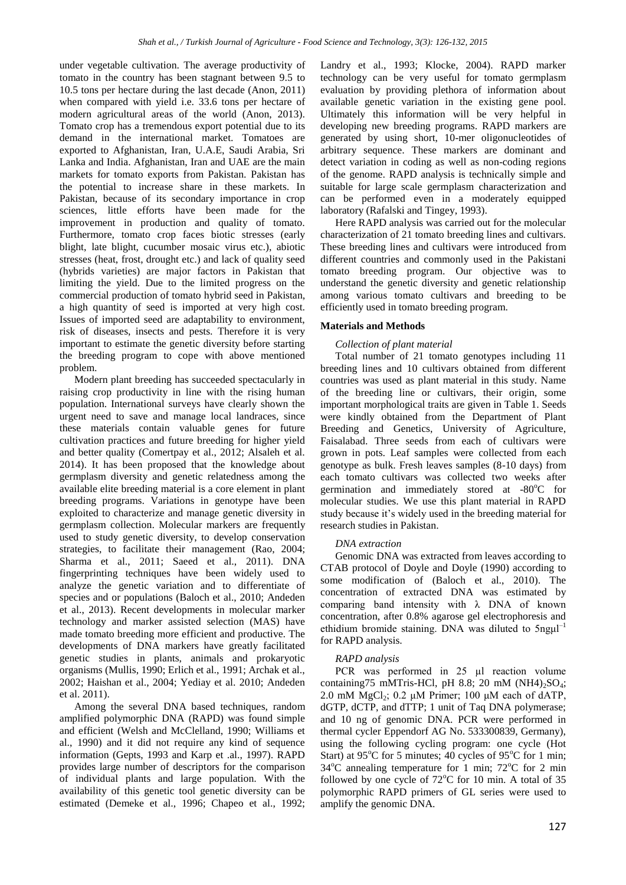under vegetable cultivation. The average productivity of tomato in the country has been stagnant between 9.5 to 10.5 tons per hectare during the last decade (Anon, 2011) when compared with yield i.e. 33.6 tons per hectare of modern agricultural areas of the world (Anon, 2013). Tomato crop has a tremendous export potential due to its demand in the international market. Tomatoes are exported to Afghanistan, Iran, U.A.E, Saudi Arabia, Sri Lanka and India. Afghanistan, Iran and UAE are the main markets for tomato exports from Pakistan. Pakistan has the potential to increase share in these markets. In Pakistan, because of its secondary importance in crop sciences, little efforts have been made for the improvement in production and quality of tomato. Furthermore, tomato crop faces biotic stresses (early blight, late blight, cucumber mosaic virus etc.), abiotic stresses (heat, frost, drought etc.) and lack of quality seed (hybrids varieties) are major factors in Pakistan that limiting the yield. Due to the limited progress on the commercial production of tomato hybrid seed in Pakistan, a high quantity of seed is imported at very high cost. Issues of imported seed are adaptability to environment, risk of diseases, insects and pests. Therefore it is very important to estimate the genetic diversity before starting the breeding program to cope with above mentioned problem.

Modern plant breeding has succeeded spectacularly in raising crop productivity in line with the rising human population. International surveys have clearly shown the urgent need to save and manage local landraces, since these materials contain valuable genes for future cultivation practices and future breeding for higher yield and better quality (Comertpay et al., 2012; Alsaleh et al. 2014). It has been proposed that the knowledge about germplasm diversity and genetic relatedness among the available elite breeding material is a core element in plant breeding programs. Variations in genotype have been exploited to characterize and manage genetic diversity in germplasm collection. Molecular markers are frequently used to study genetic diversity, to develop conservation strategies, to facilitate their management (Rao, 2004; Sharma et al., 2011; Saeed et al., 2011). DNA fingerprinting techniques have been widely used to analyze the genetic variation and to differentiate of species and or populations (Baloch et al., 2010; Andeden et al., 2013). Recent developments in molecular marker technology and marker assisted selection (MAS) have made tomato breeding more efficient and productive. The developments of DNA markers have greatly facilitated genetic studies in plants, animals and prokaryotic organisms (Mullis, 1990; Erlich et al., 1991; Archak et al., 2002; Haishan et al., 2004; Yediay et al. 2010; Andeden et al. 2011).

Among the several DNA based techniques, random amplified polymorphic DNA (RAPD) was found simple and efficient (Welsh and McClelland, 1990; Williams et al., 1990) and it did not require any kind of sequence information (Gepts, 1993 and Karp et .al., 1997). RAPD provides large number of descriptors for the comparison of individual plants and large population. With the availability of this genetic tool genetic diversity can be estimated (Demeke et al., 1996; Chapeo et al., 1992; Landry et al., 1993; Klocke, 2004). RAPD marker technology can be very useful for tomato germplasm evaluation by providing plethora of information about available genetic variation in the existing gene pool. Ultimately this information will be very helpful in developing new breeding programs. RAPD markers are generated by using short, 10-mer oligonucleotides of arbitrary sequence. These markers are dominant and detect variation in coding as well as non-coding regions of the genome. RAPD analysis is technically simple and suitable for large scale germplasm characterization and can be performed even in a moderately equipped laboratory (Rafalski and Tingey, 1993).

Here RAPD analysis was carried out for the molecular characterization of 21 tomato breeding lines and cultivars. These breeding lines and cultivars were introduced from different countries and commonly used in the Pakistani tomato breeding program. Our objective was to understand the genetic diversity and genetic relationship among various tomato cultivars and breeding to be efficiently used in tomato breeding program.

## Materials and Methods

### *Collection of plant material*

Total number of 21 tomato genotypes including 11 breeding lines and 10 cultivars obtained from different countries was used as plant material in this study. Name of the breeding line or cultivars, their origin, some important morphological traits are given in Table 1. Seeds were kindly obtained from the Department of Plant Breeding and Genetics, University of Agriculture, Faisalabad. Three seeds from each of cultivars were grown in pots. Leaf samples were collected from each genotype as bulk. Fresh leaves samples (8-10 days) from each tomato cultivars was collected two weeks after germination and immediately stored at -80$^{o}$C for molecular studies. We use this plant material in RAPD study because it's widely used in the breeding material for research studies in Pakistan.

### *DNA extraction*

Genomic DNA was extracted from leaves according to CTAB protocol of Doyle and Doyle (1990) according to some modification of (Baloch et al., 2010). The concentration of extracted DNA was estimated by comparing band intensity with λ DNA of known concentration, after 0.8% agarose gel electrophoresis and ethidium bromide staining. DNA was diluted to 5ngμl$^{-1}$ for RAPD analysis.

### *RAPD analysis*

PCR was performed in 25 μl reaction volume containing75 mMTris-HCl, pH 8.8; 20 mM $(NH4)_2SO_4$; 2.0 mM $MgCl_2$; 0.2 μM Primer; 100 μM each of dATP, dGTP, dCTP, and dTTP; 1 unit of Taq DNA polymerase; and 10 ng of genomic DNA. PCR were performed in thermal cycler Eppendorf AG No. 533300839, Germany), using the following cycling program: one cycle (Hot Start) at 95$^{o}$C for 5 minutes; 40 cycles of 95$^{o}$C for 1 min; 34$^{o}$C annealing temperature for 1 min; 72$^{o}$C for 2 min followed by one cycle of 72$^{o}$C for 10 min. A total of 35 polymorphic RAPD primers of GL series were used to amplify the genomic DNA.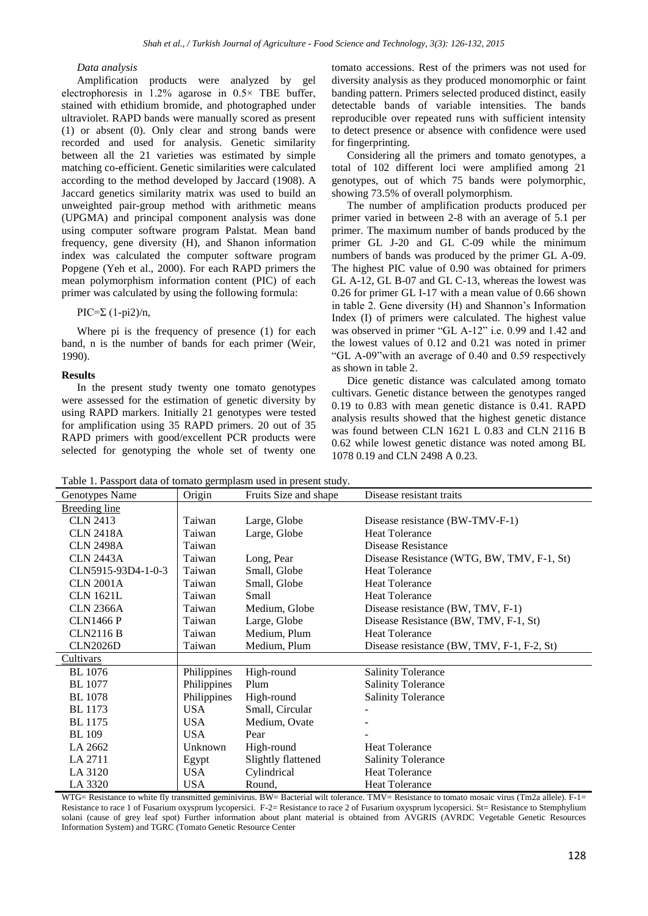*Data analysis*

Amplification products were analyzed by gel electrophoresis in 1.2% agarose in 0.5× TBE buffer, stained with ethidium bromide, and photographed under ultraviolet. RAPD bands were manually scored as present (1) or absent (0). Only clear and strong bands were recorded and used for analysis. Genetic similarity between all the 21 varieties was estimated by simple matching co-efficient. Genetic similarities were calculated according to the method developed by Jaccard (1908). A Jaccard genetics similarity matrix was used to build an unweighted pair-group method with arithmetic means (UPGMA) and principal component analysis was done using computer software program Palstat. Mean band frequency, gene diversity (H), and Shanon information index was calculated the computer software program Popgene (Yeh et al., 2000). For each RAPD primers the mean polymorphism information content (PIC) of each primer was calculated by using the following formula:

$$PIC=\Sigma\ (1\text{-}pi2)/n,$$

Where pi is the frequency of presence (1) for each band, n is the number of bands for each primer (Weir, 1990).

**Results**

In the present study twenty one tomato genotypes were assessed for the estimation of genetic diversity by using RAPD markers. Initially 21 genotypes were tested for amplification using 35 RAPD primers. 20 out of 35 RAPD primers with good/excellent PCR products were selected for genotyping the whole set of twenty one tomato accessions. Rest of the primers was not used for diversity analysis as they produced monomorphic or faint banding pattern. Primers selected produced distinct, easily detectable bands of variable intensities. The bands reproducible over repeated runs with sufficient intensity to detect presence or absence with confidence were used for fingerprinting.

Considering all the primers and tomato genotypes, a total of 102 different loci were amplified among 21 genotypes, out of which 75 bands were polymorphic, showing 73.5% of overall polymorphism.

The number of amplification products produced per primer varied in between 2-8 with an average of 5.1 per primer. The maximum number of bands produced by the primer GL J-20 and GL C-09 while the minimum numbers of bands was produced by the primer GL A-09. The highest PIC value of 0.90 was obtained for primers GL A-12, GL B-07 and GL C-13, whereas the lowest was 0.26 for primer GL I-17 with a mean value of 0.66 shown in table 2. Gene diversity (H) and Shannon's Information Index (I) of primers were calculated. The highest value was observed in primer "GL A-12" i.e. 0.99 and 1.42 and the lowest values of 0.12 and 0.21 was noted in primer "GL A-09"with an average of 0.40 and 0.59 respectively as shown in table 2.

Dice genetic distance was calculated among tomato cultivars. Genetic distance between the genotypes ranged 0.19 to 0.83 with mean genetic distance is 0.41. RAPD analysis results showed that the highest genetic distance was found between CLN 1621 L 0.83 and CLN 2116 B 0.62 while lowest genetic distance was noted among BL 1078 0.19 and CLN 2498 A 0.23.

Table 1. Passport data of tomato germplasm used in present study.

| Genotypes Name | Origin | Fruits Size and shape | Disease resistant traits |
|---|---|---|---|
| Breeding line | | | |
| CLN 2413 | Taiwan | Large, Globe | Disease resistance (BW-TMV-F-1) |
| CLN 2418A | Taiwan | Large, Globe | Heat Tolerance |
| CLN 2498A | Taiwan | | Disease Resistance |
| CLN 2443A | Taiwan | Long, Pear | Disease Resistance (WTG, BW, TMV, F-1, St) |
| CLN5915-93D4-1-0-3 | Taiwan | Small, Globe | Heat Tolerance |
| CLN 2001A | Taiwan | Small, Globe | Heat Tolerance |
| CLN 1621L | Taiwan | Small | Heat Tolerance |
| CLN 2366A | Taiwan | Medium, Globe | Disease resistance (BW, TMV, F-1) |
| CLN1466 P | Taiwan | Large, Globe | Disease Resistance (BW, TMV, F-1, St) |
| CLN2116 B | Taiwan | Medium, Plum | Heat Tolerance |
| CLN2026D | Taiwan | Medium, Plum | Disease resistance (BW, TMV, F-1, F-2, St) |
| Cultivars | | | |
| BL 1076 | Philippines | High-round | Salinity Tolerance |
| BL 1077 | Philippines | Plum | Salinity Tolerance |
| BL 1078 | Philippines | High-round | Salinity Tolerance |
| BL 1173 | USA | Small, Circular | - |
| BL 1175 | USA | Medium, Ovate | - |
| BL 109 | USA | Pear | - |
| LA 2662 | Unknown | High-round | Heat Tolerance |
| LA 2711 | Egypt | Slightly flattened | Salinity Tolerance |
| LA 3120 | USA | Cylindrical | Heat Tolerance |
| LA 3320 | USA | Round, | Heat Tolerance |

WTG= Resistance to white fly transmitted geminivirus. BW= Bacterial wilt tolerance. TMV= Resistance to tomato mosaic virus (Tm2a allele). F-1= Resistance to race 1 of Fusarium oxysprum lycopersici. F-2= Resistance to race 2 of Fusarium oxysprum lycopersici. St= Resistance to Stemphylium solani (cause of grey leaf spot) Further information about plant material is obtained from AVGRIS (AVRDC Vegetable Genetic Resources Information System) and TGRC (Tomato Genetic Resource Center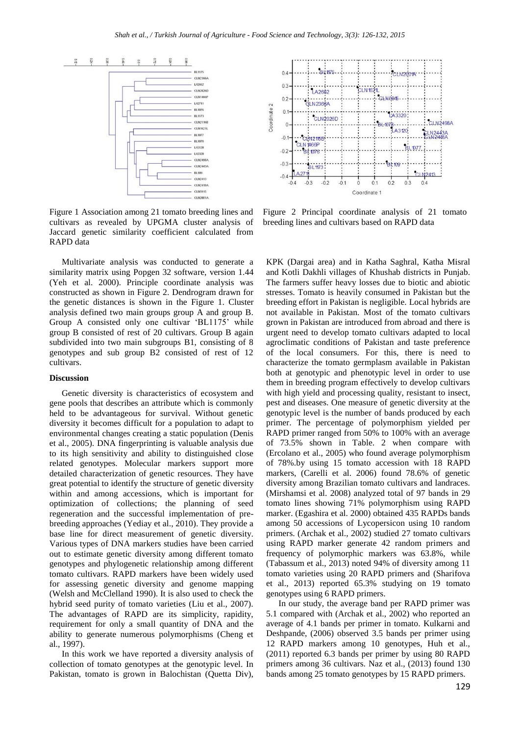Figure 1 Association among 21 tomato breeding lines and cultivars as revealed by UPGMA cluster analysis of Jaccard genetic similarity coefficient calculated from RAPD data

Figure 2 Principal coordinate analysis of 21 tomato breeding lines and cultivars based on RAPD data

Multivariate analysis was conducted to generate a similarity matrix using Popgen 32 software, version 1.44 (Yeh et al. 2000). Principle coordinate analysis was constructed as shown in Figure 2. Dendrogram drawn for the genetic distances is shown in the Figure 1. Cluster analysis defined two main groups group A and group B. Group A consisted only one cultivar 'BL1175' while group B consisted of rest of 20 cultivars. Group B again subdivided into two main subgroups B1, consisting of 8 genotypes and sub group B2 consisted of rest of 12 cultivars.

## Discussion

Genetic diversity is characteristics of ecosystem and gene pools that describes an attribute which is commonly held to be advantageous for survival. Without genetic diversity it becomes difficult for a population to adapt to environmental changes creating a static population (Denis et al., 2005). DNA fingerprinting is valuable analysis due to its high sensitivity and ability to distinguished close related genotypes. Molecular markers support more detailed characterization of genetic resources. They have great potential to identify the structure of genetic diversity within and among accessions, which is important for optimization of collections; the planning of seed regeneration and the successful implementation of pre-breeding approaches (Yediay et al., 2010). They provide a base line for direct measurement of genetic diversity. Various types of DNA markers studies have been carried out to estimate genetic diversity among different tomato genotypes and phylogenetic relationship among different tomato cultivars. RAPD markers have been widely used for assessing genetic diversity and genome mapping (Welsh and McClelland 1990). It is also used to check the hybrid seed purity of tomato varieties (Liu et al., 2007). The advantages of RAPD are its simplicity, rapidity, requirement for only a small quantity of DNA and the ability to generate numerous polymorphisms (Cheng et al., 1997).

In this work we have reported a diversity analysis of collection of tomato genotypes at the genotypic level. In Pakistan, tomato is grown in Balochistan (Quetta Div), KPK (Dargai area) and in Katha Saghral, Katha Misral and Kotli Dakhli villages of Khushab districts in Punjab. The farmers suffer heavy losses due to biotic and abiotic stresses. Tomato is heavily consumed in Pakistan but the breeding effort in Pakistan is negligible. Local hybrids are not available in Pakistan. Most of the tomato cultivars grown in Pakistan are introduced from abroad and there is urgent need to develop tomato cultivars adapted to local agroclimatic conditions of Pakistan and taste preference of the local consumers. For this, there is need to characterize the tomato germplasm available in Pakistan both at genotypic and phenotypic level in order to use them in breeding program effectively to develop cultivars with high yield and processing quality, resistant to insect, pest and diseases. One measure of genetic diversity at the genotypic level is the number of bands produced by each primer. The percentage of polymorphism yielded per RAPD primer ranged from 50% to 100% with an average of 73.5% shown in Table. 2 when compare with (Ercolano et al., 2005) who found average polymorphism of 78%.by using 15 tomato accession with 18 RAPD markers, (Carelli et al. 2006) found 78.6% of genetic diversity among Brazilian tomato cultivars and landraces. (Mirshamsi et al. 2008) analyzed total of 97 bands in 29 tomato lines showing 71% polymorphism using RAPD marker. (Egashira et al. 2000) obtained 435 RAPDs bands among 50 accessions of Lycopersicon using 10 random primers. (Archak et al., 2002) studied 27 tomato cultivars using RAPD marker generate 42 random primers and frequency of polymorphic markers was 63.8%, while (Tabassum et al., 2013) noted 94% of diversity among 11 tomato varieties using 20 RAPD primers and (Sharifova et al., 2013) reported 65.3% studying on 19 tomato genotypes using 6 RAPD primers.

In our study, the average band per RAPD primer was 5.1 compared with (Archak et al., 2002) who reported an average of 4.1 bands per primer in tomato. Kulkarni and Deshpande, (2006) observed 3.5 bands per primer using 12 RAPD markers among 10 genotypes, Huh et al., (2011) reported 6.3 bands per primer by using 80 RAPD primers among 36 cultivars. Naz et al., (2013) found 130 bands among 25 tomato genotypes by 15 RAPD primers.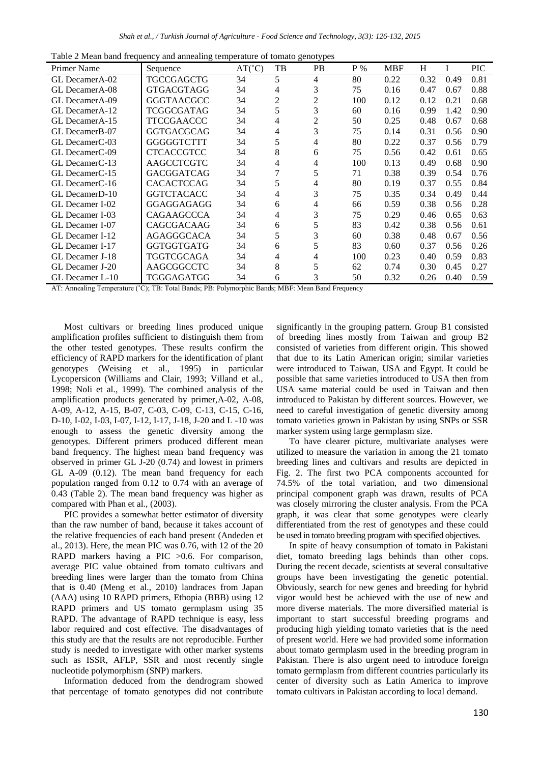Table 2 Mean band frequency and annealing temperature of tomato genotypes

| Primer Name | Sequence | AT(˚C) | TB | PB | P % | MBF | H | I | PIC |
|---|---|---|---|---|---|---|---|---|---|
| GL DecamerA-02 | TGCCGAGCTG | 34 | 5 | 4 | 80 | 0.22 | 0.32 | 0.49 | 0.81 |
| GL DecamerA-08 | GTGACGTAGG | 34 | 4 | 3 | 75 | 0.16 | 0.47 | 0.67 | 0.88 |
| GL DecamerA-09 | GGGTAACGCC | 34 | 2 | 2 | 100 | 0.12 | 0.12 | 0.21 | 0.68 |
| GL DecamerA-12 | TCGGCGATAG | 34 | 5 | 3 | 60 | 0.16 | 0.99 | 1.42 | 0.90 |
| GL DecamerA-15 | TTCCGAACCC | 34 | 4 | 2 | 50 | 0.25 | 0.48 | 0.67 | 0.68 |
| GL DecamerB-07 | GGTGACGCAG | 34 | 4 | 3 | 75 | 0.14 | 0.31 | 0.56 | 0.90 |
| GL DecamerC-03 | GGGGGTCTTT | 34 | 5 | 4 | 80 | 0.22 | 0.37 | 0.56 | 0.79 |
| GL DecamerC-09 | CTCACCGTCC | 34 | 8 | 6 | 75 | 0.56 | 0.42 | 0.61 | 0.65 |
| GL DecamerC-13 | AAGCCTCGTC | 34 | 4 | 4 | 100 | 0.13 | 0.49 | 0.68 | 0.90 |
| GL DecamerC-15 | GACGGATCAG | 34 | 7 | 5 | 71 | 0.38 | 0.39 | 0.54 | 0.76 |
| GL DecamerC-16 | CACACTCCAG | 34 | 5 | 4 | 80 | 0.19 | 0.37 | 0.55 | 0.84 |
| GL DecamerD-10 | GGTCTACACC | 34 | 4 | 3 | 75 | 0.35 | 0.34 | 0.49 | 0.44 |
| GL Decamer I-02 | GGAGGAGAGG | 34 | 6 | 4 | 66 | 0.59 | 0.38 | 0.56 | 0.28 |
| GL Decamer I-03 | CAGAAGCCCA | 34 | 4 | 3 | 75 | 0.29 | 0.46 | 0.65 | 0.63 |
| GL Decamer I-07 | CAGCGACAAG | 34 | 6 | 5 | 83 | 0.42 | 0.38 | 0.56 | 0.61 |
| GL Decamer I-12 | AGAGGGCACA | 34 | 5 | 3 | 60 | 0.38 | 0.48 | 0.67 | 0.56 |
| GL Decamer I-17 | GGTGGTGATG | 34 | 6 | 5 | 83 | 0.60 | 0.37 | 0.56 | 0.26 |
| GL Decamer J-18 | TGGTCGCAGA | 34 | 4 | 4 | 100 | 0.23 | 0.40 | 0.59 | 0.83 |
| GL Decamer J-20 | AAGCGGCCTC | 34 | 8 | 5 | 62 | 0.74 | 0.30 | 0.45 | 0.27 |
| GL Decamer L-10 | TGGGAGATGG | 34 | 6 | 3 | 50 | 0.32 | 0.26 | 0.40 | 0.59 |

AT: Annealing Temperature (˚C); TB: Total Bands; PB: Polymorphic Bands; MBF: Mean Band Frequency

Most cultivars or breeding lines produced unique amplification profiles sufficient to distinguish them from the other tested genotypes. These results confirm the efficiency of RAPD markers for the identification of plant genotypes (Weising et al., 1995) in particular Lycopersicon (Williams and Clair, 1993; Villand et al., 1998; Noli et al., 1999). The combined analysis of the amplification products generated by primer,A-02, A-08, A-09, A-12, A-15, B-07, C-03, C-09, C-13, C-15, C-16, D-10, I-02, I-03, I-07, I-12, I-17, J-18, J-20 and L -10 was enough to assess the genetic diversity among the genotypes. Different primers produced different mean band frequency. The highest mean band frequency was observed in primer GL J-20 (0.74) and lowest in primers GL A-09 (0.12). The mean band frequency for each population ranged from 0.12 to 0.74 with an average of 0.43 (Table 2). The mean band frequency was higher as compared with Phan et al., (2003).

PIC provides a somewhat better estimator of diversity than the raw number of band, because it takes account of the relative frequencies of each band present (Andeden et al., 2013). Here, the mean PIC was 0.76, with 12 of the 20 RAPD markers having a PIC >0.6. For comparison, average PIC value obtained from tomato cultivars and breeding lines were larger than the tomato from China that is 0.40 (Meng et al., 2010) landraces from Japan (AAA) using 10 RAPD primers, Ethopia (BBB) using 12 RAPD primers and US tomato germplasm using 35 RAPD. The advantage of RAPD technique is easy, less labor required and cost effective. The disadvantages of this study are that the results are not reproducible. Further study is needed to investigate with other marker systems such as ISSR, AFLP, SSR and most recently single nucleotide polymorphism (SNP) markers.

Information deduced from the dendrogram showed that percentage of tomato genotypes did not contribute significantly in the grouping pattern. Group B1 consisted of breeding lines mostly from Taiwan and group B2 consisted of varieties from different origin. This showed that due to its Latin American origin; similar varieties were introduced to Taiwan, USA and Egypt. It could be possible that same varieties introduced to USA then from USA same material could be used in Taiwan and then introduced to Pakistan by different sources. However, we need to careful investigation of genetic diversity among tomato varieties grown in Pakistan by using SNPs or SSR marker system using large germplasm size.

To have clearer picture, multivariate analyses were utilized to measure the variation in among the 21 tomato breeding lines and cultivars and results are depicted in Fig. 2. The first two PCA components accounted for 74.5% of the total variation, and two dimensional principal component graph was drawn, results of PCA was closely mirroring the cluster analysis. From the PCA graph, it was clear that some genotypes were clearly differentiated from the rest of genotypes and these could be used in tomato breeding program with specified objectives.

In spite of heavy consumption of tomato in Pakistani diet, tomato breeding lags behinds than other cops. During the recent decade, scientists at several consultative groups have been investigating the genetic potential. Obviously, search for new genes and breeding for hybrid vigor would best be achieved with the use of new and more diverse materials. The more diversified material is important to start successful breeding programs and producing high yielding tomato varieties that is the need of present world. Here we had provided some information about tomato germplasm used in the breeding program in Pakistan. There is also urgent need to introduce foreign tomato germplasm from different countries particularly its center of diversity such as Latin America to improve tomato cultivars in Pakistan according to local demand.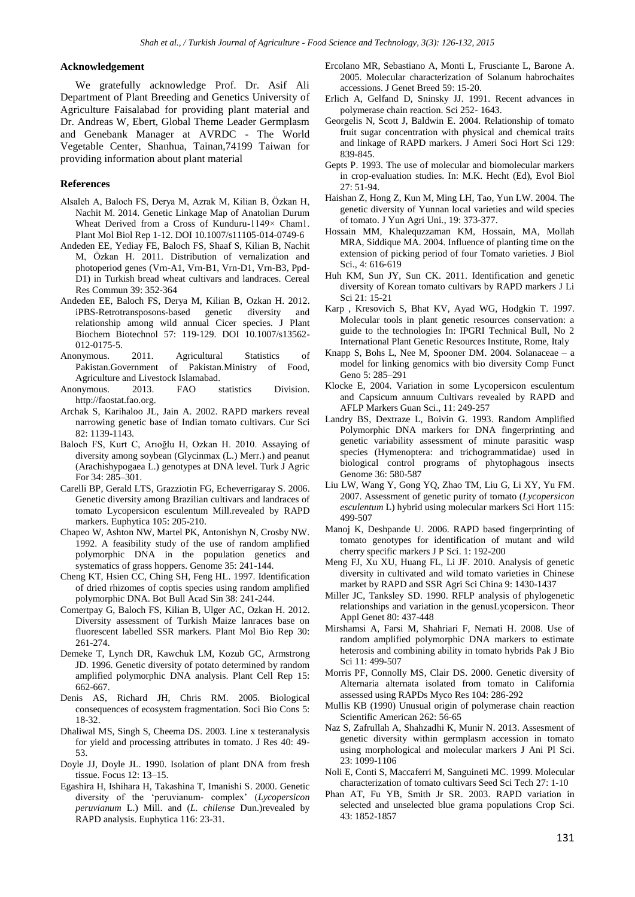## Acknowledgement

We gratefully acknowledge Prof. Dr. Asif Ali Department of Plant Breeding and Genetics University of Agriculture Faisalabad for providing plant material and Dr. Andreas W, Ebert, Global Theme Leader Germplasm and Genebank Manager at AVRDC - The World Vegetable Center, Shanhua, Tainan,74199 Taiwan for providing information about plant material

## References

Alsaleh A, Baloch FS, Derya M, Azrak M, Kilian B, Özkan H, Nachit M. 2014. Genetic Linkage Map of Anatolian Durum Wheat Derived from a Cross of Kunduru-1149× Cham1. Plant Mol Biol Rep 1-12. DOI 10.1007/s11105-014-0749-6

Andeden EE, Yediay FE, Baloch FS, Shaaf S, Kilian B, Nachit M, Özkan H. 2011. Distribution of vernalization and photoperiod genes (Vrn-A1, Vrn-B1, Vrn-D1, Vrn-B3, Ppd-D1) in Turkish bread wheat cultivars and landraces. Cereal Res Commun 39: 352-364

Andeden EE, Baloch FS, Derya M, Kilian B, Ozkan H. 2012. iPBS-Retrotransposons-based genetic diversity and relationship among wild annual Cicer species. J Plant Biochem Biotechnol 57: 119-129. DOI 10.1007/s13562-012-0175-5.

Anonymous. 2011. Agricultural Statistics of Pakistan.Government of Pakistan.Ministry of Food, Agriculture and Livestock Islamabad.

Anonymous. 2013. FAO statistics Division. http://faostat.fao.org.

Archak S, Karihaloo JL, Jain A. 2002. RAPD markers reveal narrowing genetic base of Indian tomato cultivars. Cur Sci 82: 1139-1143.

Baloch FS, Kurt C, Arıoğlu H, Ozkan H. 2010. Assaying of diversity among soybean (Glycinmax (L.) Merr.) and peanut (Arachishypogaea L.) genotypes at DNA level. Turk J Agric For 34: 285–301.

Carelli BP, Gerald LTS, Grazziotin FG, Echeverrigaray S. 2006. Genetic diversity among Brazilian cultivars and landraces of tomato Lycopersicon esculentum Mill.revealed by RAPD markers. Euphytica 105: 205-210.

Chapeo W, Ashton NW, Martel PK, Antonishyn N, Crosby NW. 1992. A feasibility study of the use of random amplified polymorphic DNA in the population genetics and systematics of grass hoppers. Genome 35: 241-144.

Cheng KT, Hsien CC, Ching SH, Feng HL. 1997. Identification of dried rhizomes of coptis species using random amplified polymorphic DNA. Bot Bull Acad Sin 38: 241-244.

Comertpay G, Baloch FS, Kilian B, Ulger AC, Ozkan H. 2012. Diversity assessment of Turkish Maize lanraces base on fluorescent labelled SSR markers. Plant Mol Bio Rep 30: 261-274.

Demeke T, Lynch DR, Kawchuk LM, Kozub GC, Armstrong JD. 1996. Genetic diversity of potato determined by random amplified polymorphic DNA analysis. Plant Cell Rep 15: 662-667.

Denis AS, Richard JH, Chris RM. 2005. Biological consequences of ecosystem fragmentation. Soci Bio Cons 5: 18-32.

Dhaliwal MS, Singh S, Cheema DS. 2003. Line x testeranalysis for yield and processing attributes in tomato. J Res 40: 49-53.

Doyle JJ, Doyle JL. 1990. Isolation of plant DNA from fresh tissue. Focus 12: 13–15.

Egashira H, Ishihara H, Takashina T, Imanishi S. 2000. Genetic diversity of the 'peruvianum- complex' (*Lycopersicon peruvianum* L.) Mill. and (*L. chilense* Dun.)revealed by RAPD analysis. Euphytica 116: 23-31.

Ercolano MR, Sebastiano A, Monti L, Frusciante L, Barone A. 2005. Molecular characterization of Solanum habrochaites accessions. J Genet Breed 59: 15-20.

Erlich A, Gelfand D, Sninsky JJ. 1991. Recent advances in polymerase chain reaction. Sci 252- 1643.

Georgelis N, Scott J, Baldwin E. 2004. Relationship of tomato fruit sugar concentration with physical and chemical traits and linkage of RAPD markers. J Ameri Soci Hort Sci 129: 839-845.

Gepts P. 1993. The use of molecular and biomolecular markers in crop-evaluation studies. In: M.K. Hecht (Ed), Evol Biol 27: 51-94.

Haishan Z, Hong Z, Kun M, Ming LH, Tao, Yun LW. 2004. The genetic diversity of Yunnan local varieties and wild species of tomato. J Yun Agri Uni., 19: 373-377.

Hossain MM, Khalequzzaman KM, Hossain, MA, Mollah MRA, Siddique MA. 2004. Influence of planting time on the extension of picking period of four Tomato varieties. J Biol Sci., 4: 616-619

Huh KM, Sun JY, Sun CK. 2011. Identification and genetic diversity of Korean tomato cultivars by RAPD markers J Li Sci 21: 15-21

Karp , Kresovich S, Bhat KV, Ayad WG, Hodgkin T. 1997. Molecular tools in plant genetic resources conservation: a guide to the technologies In: IPGRI Technical Bull, No 2 International Plant Genetic Resources Institute, Rome, Italy

Knapp S, Bohs L, Nee M, Spooner DM. 2004. Solanaceae – a model for linking genomics with bio diversity Comp Funct Geno 5: 285–291

Klocke E, 2004. Variation in some Lycopersicon esculentum and Capsicum annuum Cultivars revealed by RAPD and AFLP Markers Guan Sci., 11: 249-257

Landry BS, Dextraze L, Boivin G. 1993. Random Amplified Polymorphic DNA markers for DNA fingerprinting and genetic variability assessment of minute parasitic wasp species (Hymenoptera: and trichogrammatidae) used in biological control programs of phytophagous insects Genome 36: 580-587

Liu LW, Wang Y, Gong YQ, Zhao TM, Liu G, Li XY, Yu FM. 2007. Assessment of genetic purity of tomato (*Lycopersicon esculentum* L) hybrid using molecular markers Sci Hort 115: 499-507

Manoj K, Deshpande U. 2006. RAPD based fingerprinting of tomato genotypes for identification of mutant and wild cherry specific markers J P Sci. 1: 192-200

Meng FJ, Xu XU, Huang FL, Li JF. 2010. Analysis of genetic diversity in cultivated and wild tomato varieties in Chinese market by RAPD and SSR Agri Sci China 9: 1430-1437

Miller JC, Tanksley SD. 1990. RFLP analysis of phylogenetic relationships and variation in the genusLycopersicon. Theor Appl Genet 80: 437-448

Mirshamsi A, Farsi M, Shahriari F, Nemati H. 2008. Use of random amplified polymorphic DNA markers to estimate heterosis and combining ability in tomato hybrids Pak J Bio Sci 11: 499-507

Morris PF, Connolly MS, Clair DS. 2000. Genetic diversity of Alternaria alternata isolated from tomato in California assessed using RAPDs Myco Res 104: 286-292

Mullis KB (1990) Unusual origin of polymerase chain reaction Scientific American 262: 56-65

Naz S, Zafrullah A, Shahzadhi K, Munir N. 2013. Assesment of genetic diversity within germplasm accession in tomato using morphological and molecular markers J Ani Pl Sci. 23: 1099-1106

Noli E, Conti S, Maccaferri M, Sanguineti MC. 1999. Molecular characterization of tomato cultivars Seed Sci Tech 27: 1-10

Phan AT, Fu YB, Smith Jr SR. 2003. RAPD variation in selected and unselected blue grama populations Crop Sci. 43: 1852-1857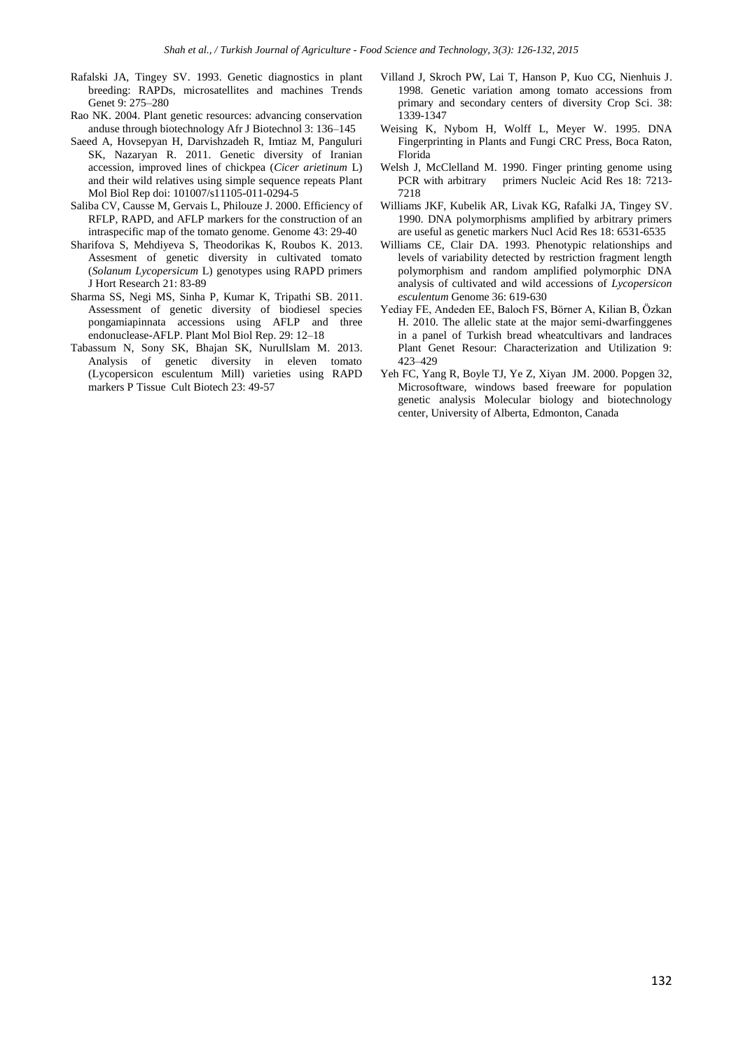Rafalski JA, Tingey SV. 1993. Genetic diagnostics in plant breeding: RAPDs, microsatellites and machines Trends Genet 9: 275–280

Rao NK. 2004. Plant genetic resources: advancing conservation anduse through biotechnology Afr J Biotechnol 3: 136–145

Saeed A, Hovsepyan H, Darvishzadeh R, Imtiaz M, Panguluri SK, Nazaryan R. 2011. Genetic diversity of Iranian accession, improved lines of chickpea (*Cicer arietinum* L) and their wild relatives using simple sequence repeats Plant Mol Biol Rep doi: 101007/s11105-011-0294-5

Saliba CV, Causse M, Gervais L, Philouze J. 2000. Efficiency of RFLP, RAPD, and AFLP markers for the construction of an intraspecific map of the tomato genome. Genome 43: 29-40

Sharifova S, Mehdiyeva S, Theodorikas K, Roubos K. 2013. Assesment of genetic diversity in cultivated tomato (*Solanum Lycopersicum* L) genotypes using RAPD primers J Hort Research 21: 83-89

Sharma SS, Negi MS, Sinha P, Kumar K, Tripathi SB. 2011. Assessment of genetic diversity of biodiesel species pongamiapinnata accessions using AFLP and three endonuclease-AFLP. Plant Mol Biol Rep. 29: 12–18

Tabassum N, Sony SK, Bhajan SK, NurulIslam M. 2013. Analysis of genetic diversity in eleven tomato (Lycopersicon esculentum Mill) varieties using RAPD markers P Tissue Cult Biotech 23: 49-57

Villand J, Skroch PW, Lai T, Hanson P, Kuo CG, Nienhuis J. 1998. Genetic variation among tomato accessions from primary and secondary centers of diversity Crop Sci. 38: 1339-1347

Weising K, Nybom H, Wolff L, Meyer W. 1995. DNA Fingerprinting in Plants and Fungi CRC Press, Boca Raton, Florida

Welsh J, McClelland M. 1990. Finger printing genome using PCR with arbitrary primers Nucleic Acid Res 18: 7213-7218

Williams JKF, Kubelik AR, Livak KG, Rafalki JA, Tingey SV. 1990. DNA polymorphisms amplified by arbitrary primers are useful as genetic markers Nucl Acid Res 18: 6531-6535

Williams CE, Clair DA. 1993. Phenotypic relationships and levels of variability detected by restriction fragment length polymorphism and random amplified polymorphic DNA analysis of cultivated and wild accessions of *Lycopersicon esculentum* Genome 36: 619-630

Yediay FE, Andeden EE, Baloch FS, Börner A, Kilian B, Özkan H. 2010. The allelic state at the major semi-dwarfinggenes in a panel of Turkish bread wheatcultivars and landraces Plant Genet Resour: Characterization and Utilization 9: 423–429

Yeh FC, Yang R, Boyle TJ, Ye Z, Xiyan JM. 2000. Popgen 32, Microsoftware, windows based freeware for population genetic analysis Molecular biology and biotechnology center, University of Alberta, Edmonton, Canada